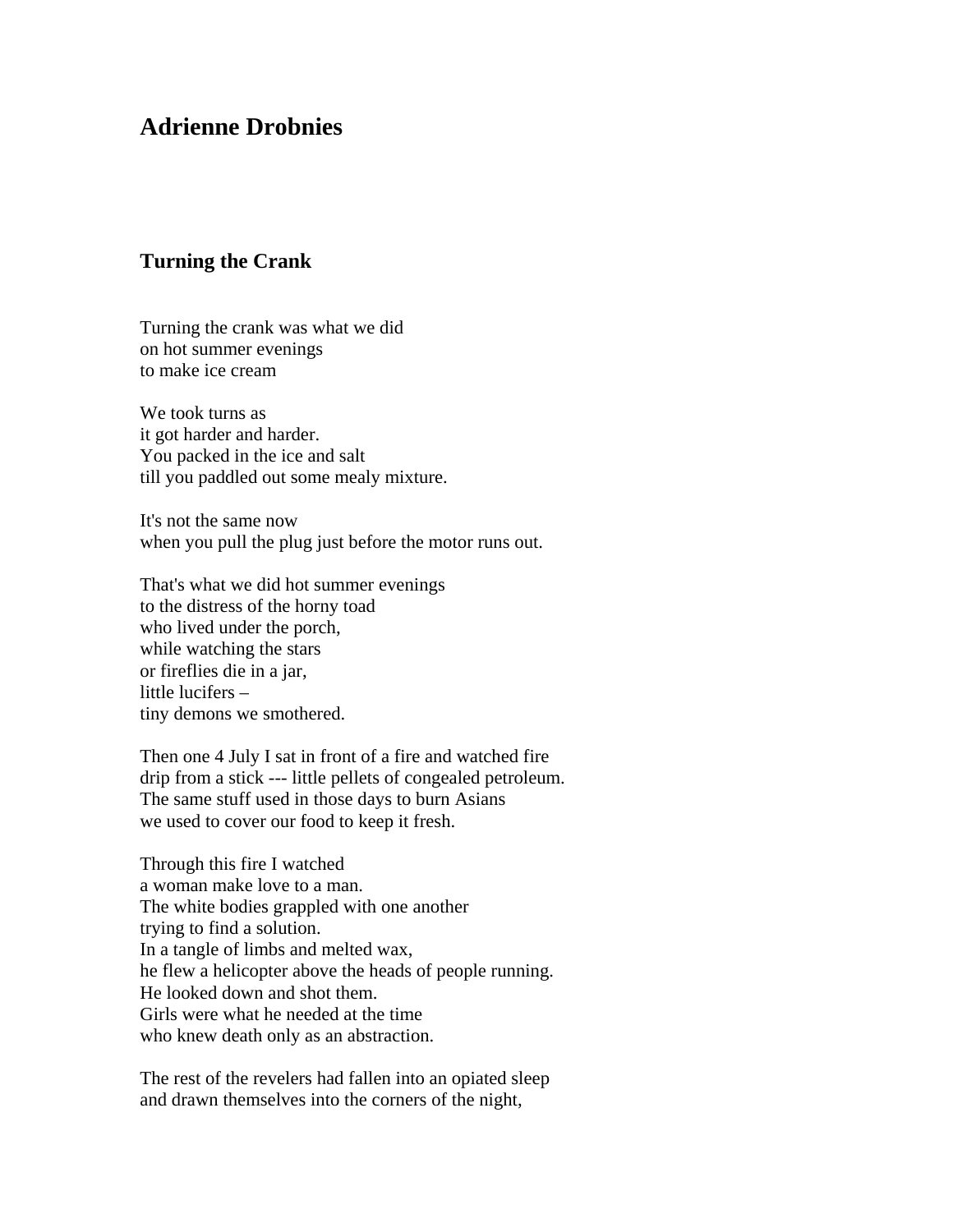# Adrienne Drobnies

## Turning the Crank

Turning the crank was what we did
on hot summer evenings
to make ice cream

We took turns as
it got harder and harder.
You packed in the ice and salt
till you paddled out some mealy mixture.

It's not the same now
when you pull the plug just before the motor runs out.

That's what we did hot summer evenings
to the distress of the horny toad
who lived under the porch,
while watching the stars
or fireflies die in a jar,
little lucifers –
tiny demons we smothered.

Then one 4 July I sat in front of a fire and watched fire
drip from a stick --- little pellets of congealed petroleum.
The same stuff used in those days to burn Asians
we used to cover our food to keep it fresh.

Through this fire I watched
a woman make love to a man.
The white bodies grappled with one another
trying to find a solution.
In a tangle of limbs and melted wax,
he flew a helicopter above the heads of people running.
He looked down and shot them.
Girls were what he needed at the time
who knew death only as an abstraction.

The rest of the revelers had fallen into an opiated sleep
and drawn themselves into the corners of the night,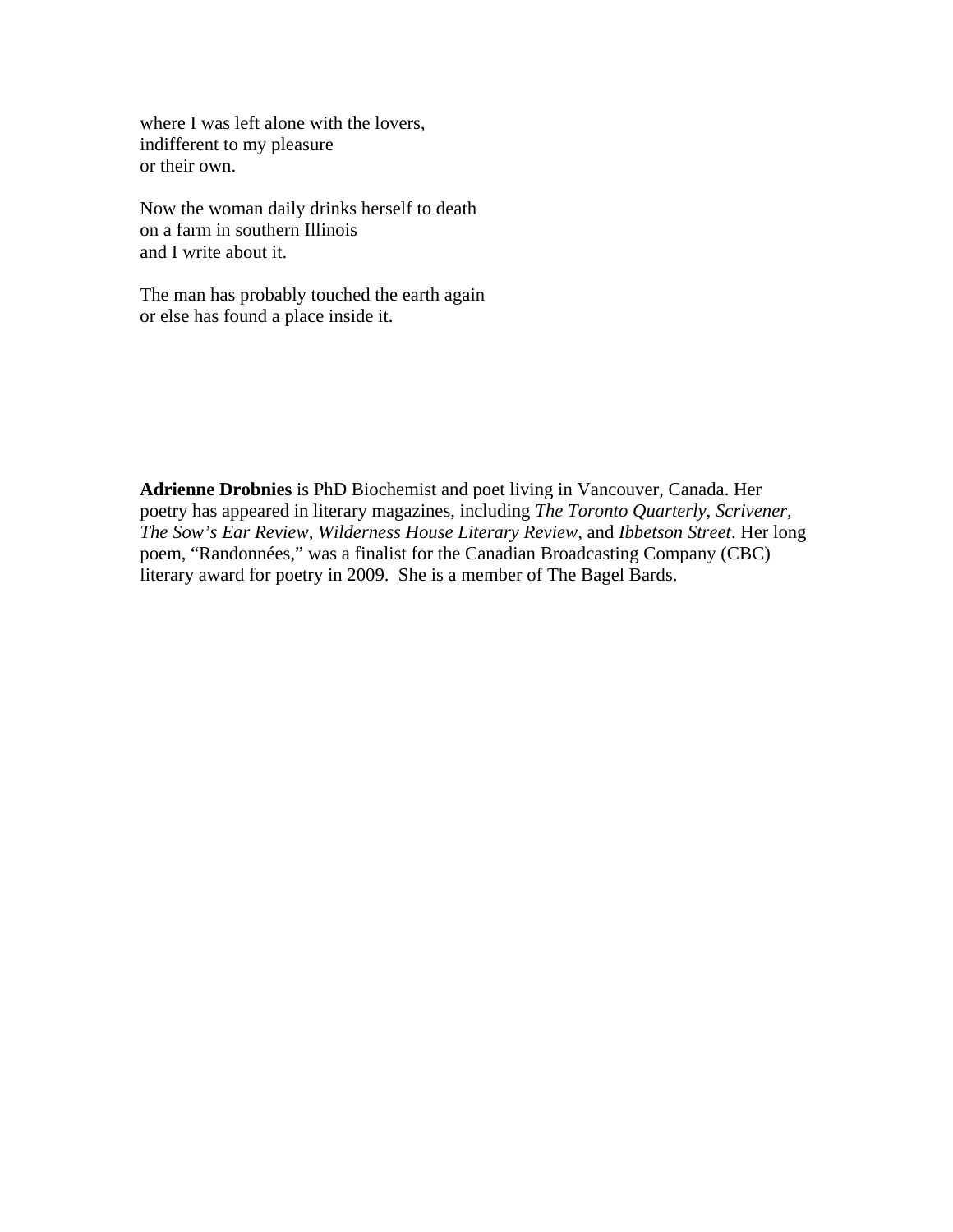where I was left alone with the lovers,  
indifferent to my pleasure  
or their own.

Now the woman daily drinks herself to death  
on a farm in southern Illinois  
and I write about it.

The man has probably touched the earth again  
or else has found a place inside it.

**Adrienne Drobnies** is PhD Biochemist and poet living in Vancouver, Canada. Her poetry has appeared in literary magazines, including *The Toronto Quarterly*, *Scrivener*, *The Sow's Ear Review*, *Wilderness House Literary Review*, and *Ibbetson Street*. Her long poem, "Randonnées," was a finalist for the Canadian Broadcasting Company (CBC) literary award for poetry in 2009. She is a member of The Bagel Bards.